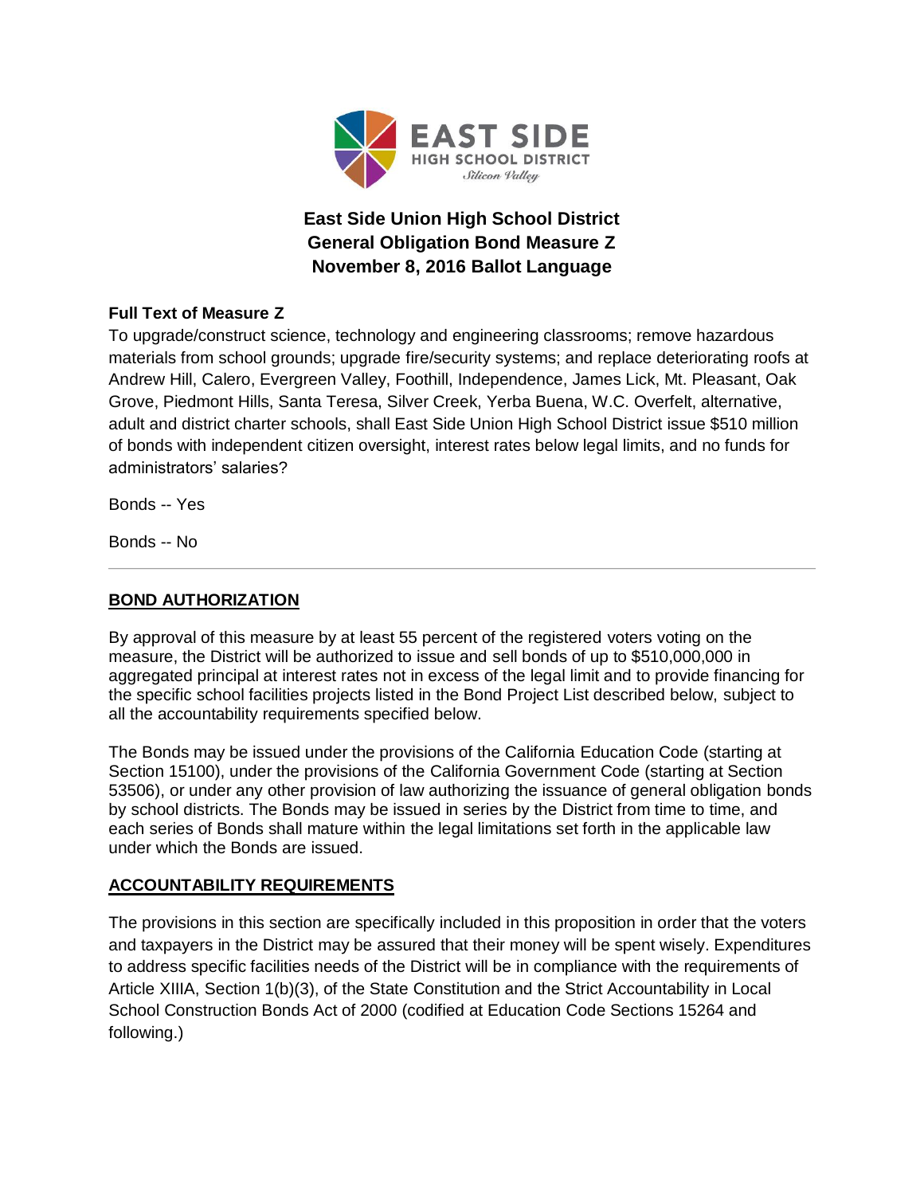# East Side Union High School District
# General Obligation Bond Measure Z
# November 8, 2016 Ballot Language

**Full Text of Measure Z**

To upgrade/construct science, technology and engineering classrooms; remove hazardous materials from school grounds; upgrade fire/security systems; and replace deteriorating roofs at Andrew Hill, Calero, Evergreen Valley, Foothill, Independence, James Lick, Mt. Pleasant, Oak Grove, Piedmont Hills, Santa Teresa, Silver Creek, Yerba Buena, W.C. Overfelt, alternative, adult and district charter schools, shall East Side Union High School District issue $510 million of bonds with independent citizen oversight, interest rates below legal limits, and no funds for administrators' salaries?

Bonds -- Yes

Bonds -- No

---

## BOND AUTHORIZATION

By approval of this measure by at least 55 percent of the registered voters voting on the measure, the District will be authorized to issue and sell bonds of up to $510,000,000 in aggregated principal at interest rates not in excess of the legal limit and to provide financing for the specific school facilities projects listed in the Bond Project List described below, subject to all the accountability requirements specified below.

The Bonds may be issued under the provisions of the California Education Code (starting at Section 15100), under the provisions of the California Government Code (starting at Section 53506), or under any other provision of law authorizing the issuance of general obligation bonds by school districts. The Bonds may be issued in series by the District from time to time, and each series of Bonds shall mature within the legal limitations set forth in the applicable law under which the Bonds are issued.

## ACCOUNTABILITY REQUIREMENTS

The provisions in this section are specifically included in this proposition in order that the voters and taxpayers in the District may be assured that their money will be spent wisely. Expenditures to address specific facilities needs of the District will be in compliance with the requirements of Article XIIIA, Section 1(b)(3), of the State Constitution and the Strict Accountability in Local School Construction Bonds Act of 2000 (codified at Education Code Sections 15264 and following.)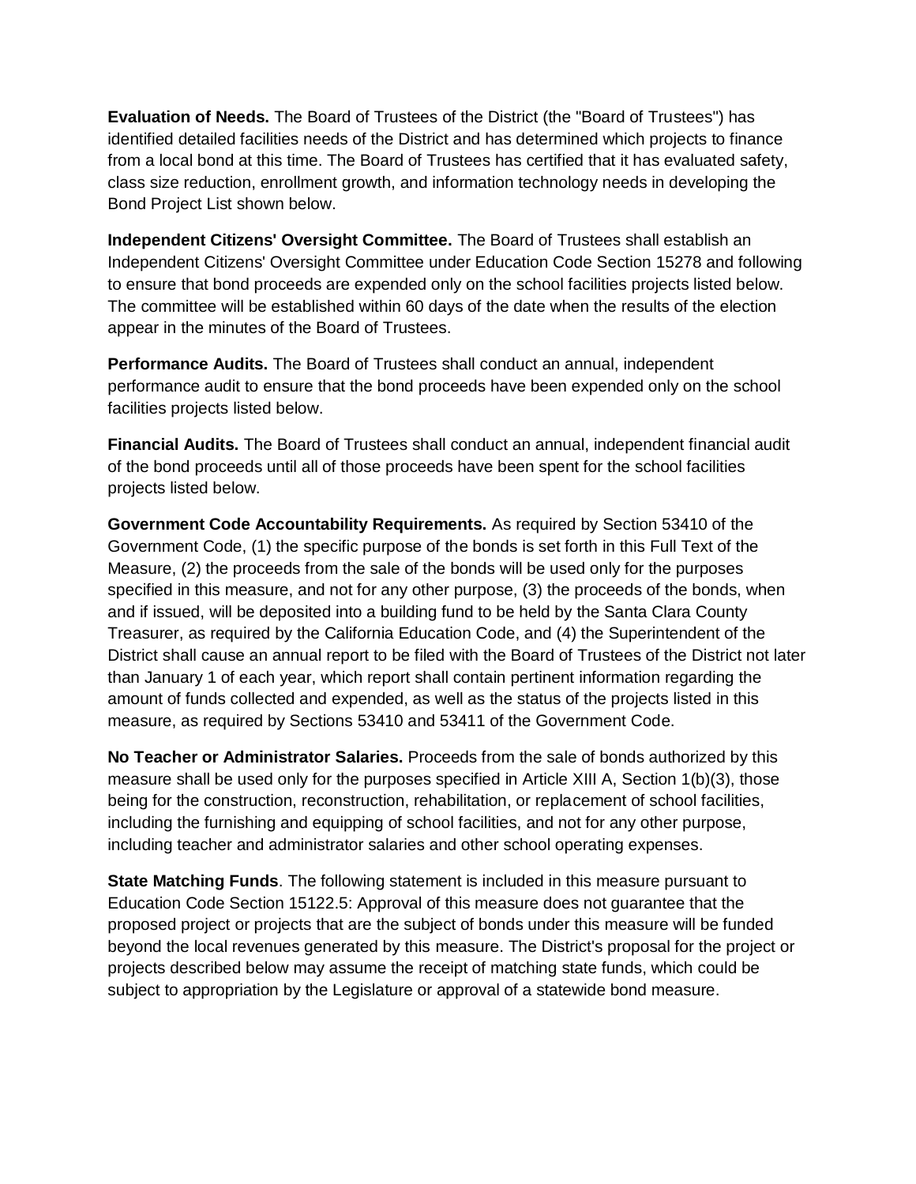**Evaluation of Needs.** The Board of Trustees of the District (the "Board of Trustees") has identified detailed facilities needs of the District and has determined which projects to finance from a local bond at this time. The Board of Trustees has certified that it has evaluated safety, class size reduction, enrollment growth, and information technology needs in developing the Bond Project List shown below.

**Independent Citizens' Oversight Committee.** The Board of Trustees shall establish an Independent Citizens' Oversight Committee under Education Code Section 15278 and following to ensure that bond proceeds are expended only on the school facilities projects listed below. The committee will be established within 60 days of the date when the results of the election appear in the minutes of the Board of Trustees.

**Performance Audits.** The Board of Trustees shall conduct an annual, independent performance audit to ensure that the bond proceeds have been expended only on the school facilities projects listed below.

**Financial Audits.** The Board of Trustees shall conduct an annual, independent financial audit of the bond proceeds until all of those proceeds have been spent for the school facilities projects listed below.

**Government Code Accountability Requirements.** As required by Section 53410 of the Government Code, (1) the specific purpose of the bonds is set forth in this Full Text of the Measure, (2) the proceeds from the sale of the bonds will be used only for the purposes specified in this measure, and not for any other purpose, (3) the proceeds of the bonds, when and if issued, will be deposited into a building fund to be held by the Santa Clara County Treasurer, as required by the California Education Code, and (4) the Superintendent of the District shall cause an annual report to be filed with the Board of Trustees of the District not later than January 1 of each year, which report shall contain pertinent information regarding the amount of funds collected and expended, as well as the status of the projects listed in this measure, as required by Sections 53410 and 53411 of the Government Code.

**No Teacher or Administrator Salaries.** Proceeds from the sale of bonds authorized by this measure shall be used only for the purposes specified in Article XIII A, Section 1(b)(3), those being for the construction, reconstruction, rehabilitation, or replacement of school facilities, including the furnishing and equipping of school facilities, and not for any other purpose, including teacher and administrator salaries and other school operating expenses.

**State Matching Funds**. The following statement is included in this measure pursuant to Education Code Section 15122.5: Approval of this measure does not guarantee that the proposed project or projects that are the subject of bonds under this measure will be funded beyond the local revenues generated by this measure. The District's proposal for the project or projects described below may assume the receipt of matching state funds, which could be subject to appropriation by the Legislature or approval of a statewide bond measure.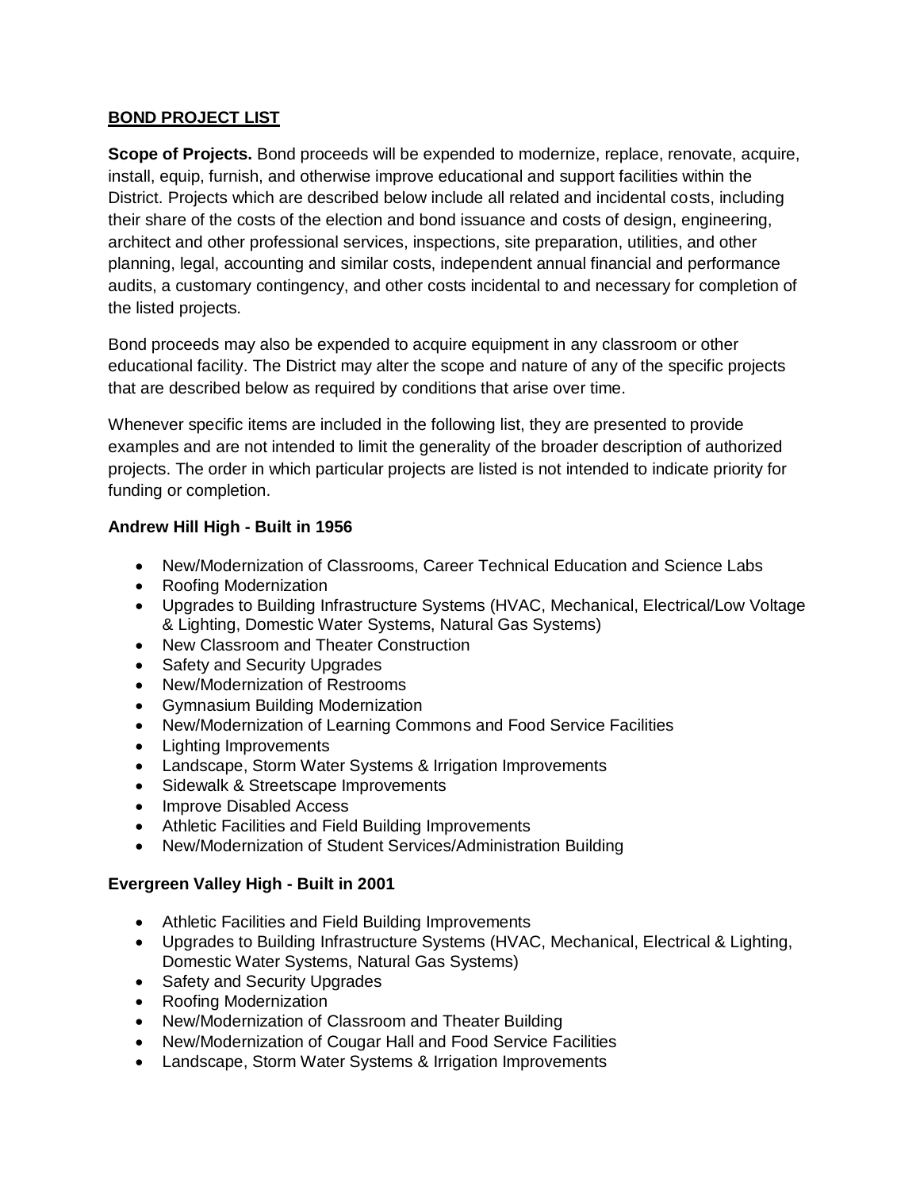## BOND PROJECT LIST

**Scope of Projects.** Bond proceeds will be expended to modernize, replace, renovate, acquire, install, equip, furnish, and otherwise improve educational and support facilities within the District. Projects which are described below include all related and incidental costs, including their share of the costs of the election and bond issuance and costs of design, engineering, architect and other professional services, inspections, site preparation, utilities, and other planning, legal, accounting and similar costs, independent annual financial and performance audits, a customary contingency, and other costs incidental to and necessary for completion of the listed projects.

Bond proceeds may also be expended to acquire equipment in any classroom or other educational facility. The District may alter the scope and nature of any of the specific projects that are described below as required by conditions that arise over time.

Whenever specific items are included in the following list, they are presented to provide examples and are not intended to limit the generality of the broader description of authorized projects. The order in which particular projects are listed is not intended to indicate priority for funding or completion.

### Andrew Hill High - Built in 1956

- New/Modernization of Classrooms, Career Technical Education and Science Labs
- Roofing Modernization
- Upgrades to Building Infrastructure Systems (HVAC, Mechanical, Electrical/Low Voltage & Lighting, Domestic Water Systems, Natural Gas Systems)
- New Classroom and Theater Construction
- Safety and Security Upgrades
- New/Modernization of Restrooms
- Gymnasium Building Modernization
- New/Modernization of Learning Commons and Food Service Facilities
- Lighting Improvements
- Landscape, Storm Water Systems & Irrigation Improvements
- Sidewalk & Streetscape Improvements
- Improve Disabled Access
- Athletic Facilities and Field Building Improvements
- New/Modernization of Student Services/Administration Building

### Evergreen Valley High - Built in 2001

- Athletic Facilities and Field Building Improvements
- Upgrades to Building Infrastructure Systems (HVAC, Mechanical, Electrical & Lighting, Domestic Water Systems, Natural Gas Systems)
- Safety and Security Upgrades
- Roofing Modernization
- New/Modernization of Classroom and Theater Building
- New/Modernization of Cougar Hall and Food Service Facilities
- Landscape, Storm Water Systems & Irrigation Improvements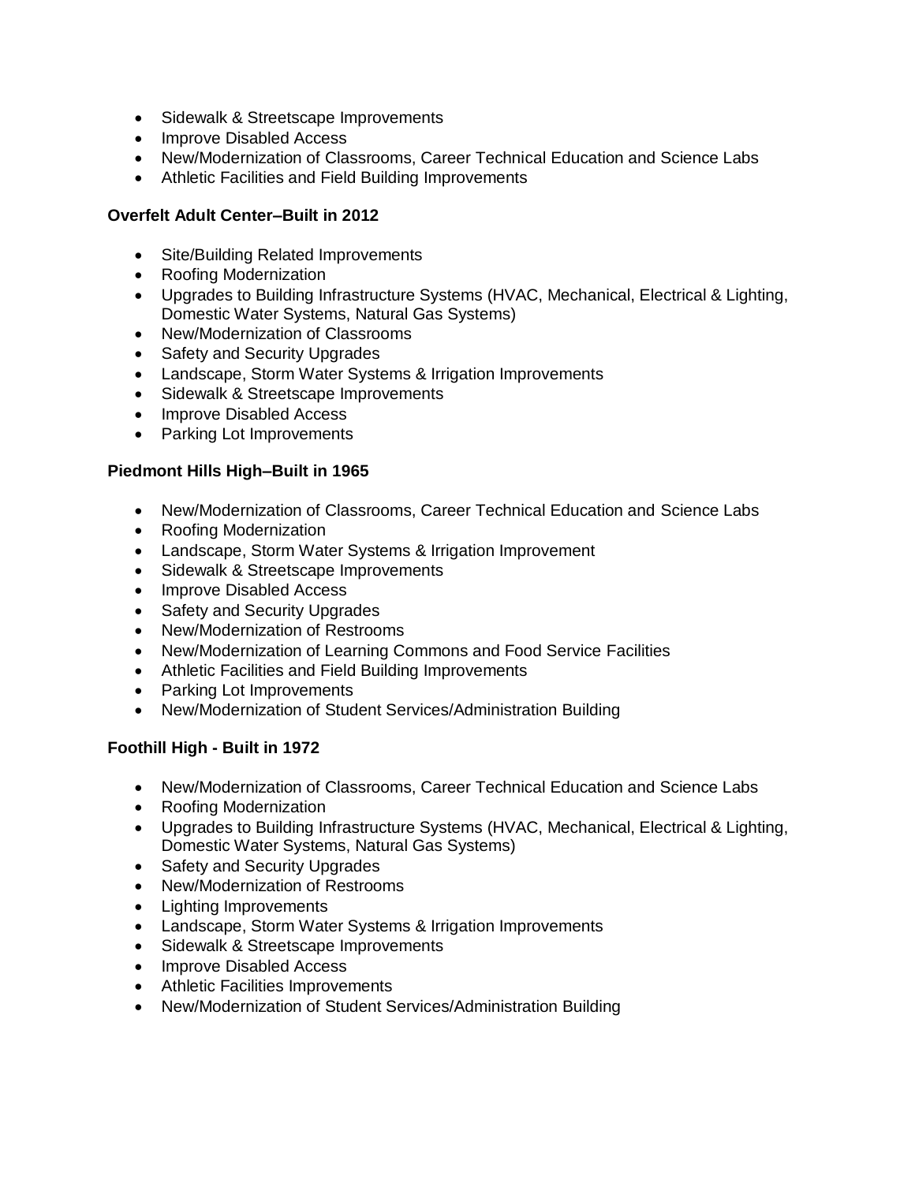- Sidewalk & Streetscape Improvements
- Improve Disabled Access
- New/Modernization of Classrooms, Career Technical Education and Science Labs
- Athletic Facilities and Field Building Improvements

**Overfelt Adult Center–Built in 2012**

- Site/Building Related Improvements
- Roofing Modernization
- Upgrades to Building Infrastructure Systems (HVAC, Mechanical, Electrical & Lighting, Domestic Water Systems, Natural Gas Systems)
- New/Modernization of Classrooms
- Safety and Security Upgrades
- Landscape, Storm Water Systems & Irrigation Improvements
- Sidewalk & Streetscape Improvements
- Improve Disabled Access
- Parking Lot Improvements

**Piedmont Hills High–Built in 1965**

- New/Modernization of Classrooms, Career Technical Education and Science Labs
- Roofing Modernization
- Landscape, Storm Water Systems & Irrigation Improvement
- Sidewalk & Streetscape Improvements
- Improve Disabled Access
- Safety and Security Upgrades
- New/Modernization of Restrooms
- New/Modernization of Learning Commons and Food Service Facilities
- Athletic Facilities and Field Building Improvements
- Parking Lot Improvements
- New/Modernization of Student Services/Administration Building

**Foothill High - Built in 1972**

- New/Modernization of Classrooms, Career Technical Education and Science Labs
- Roofing Modernization
- Upgrades to Building Infrastructure Systems (HVAC, Mechanical, Electrical & Lighting, Domestic Water Systems, Natural Gas Systems)
- Safety and Security Upgrades
- New/Modernization of Restrooms
- Lighting Improvements
- Landscape, Storm Water Systems & Irrigation Improvements
- Sidewalk & Streetscape Improvements
- Improve Disabled Access
- Athletic Facilities Improvements
- New/Modernization of Student Services/Administration Building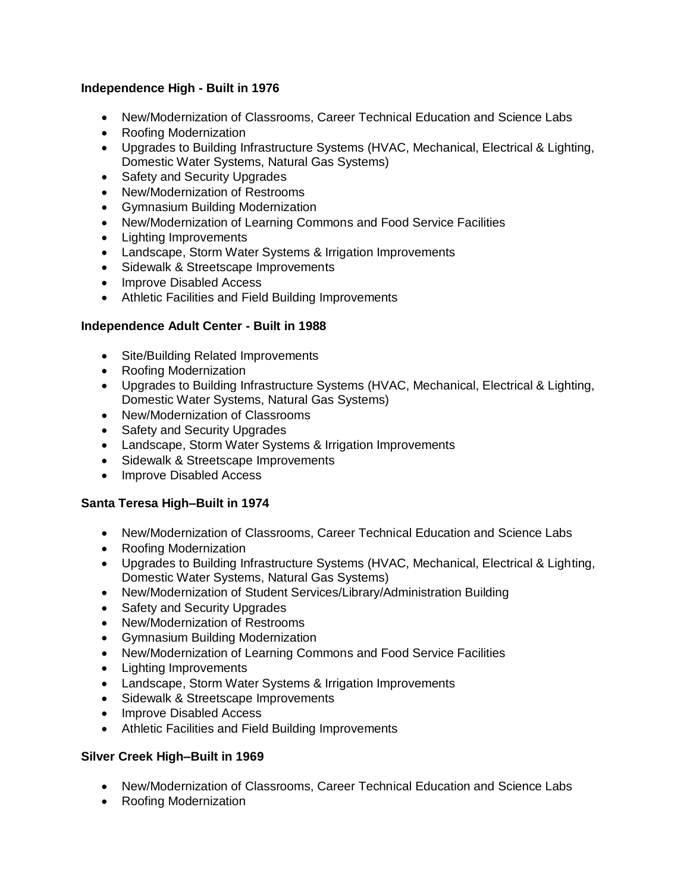**Independence High - Built in 1976**

- New/Modernization of Classrooms, Career Technical Education and Science Labs
- Roofing Modernization
- Upgrades to Building Infrastructure Systems (HVAC, Mechanical, Electrical & Lighting, Domestic Water Systems, Natural Gas Systems)
- Safety and Security Upgrades
- New/Modernization of Restrooms
- Gymnasium Building Modernization
- New/Modernization of Learning Commons and Food Service Facilities
- Lighting Improvements
- Landscape, Storm Water Systems & Irrigation Improvements
- Sidewalk & Streetscape Improvements
- Improve Disabled Access
- Athletic Facilities and Field Building Improvements

**Independence Adult Center - Built in 1988**

- Site/Building Related Improvements
- Roofing Modernization
- Upgrades to Building Infrastructure Systems (HVAC, Mechanical, Electrical & Lighting, Domestic Water Systems, Natural Gas Systems)
- New/Modernization of Classrooms
- Safety and Security Upgrades
- Landscape, Storm Water Systems & Irrigation Improvements
- Sidewalk & Streetscape Improvements
- Improve Disabled Access

**Santa Teresa High–Built in 1974**

- New/Modernization of Classrooms, Career Technical Education and Science Labs
- Roofing Modernization
- Upgrades to Building Infrastructure Systems (HVAC, Mechanical, Electrical & Lighting, Domestic Water Systems, Natural Gas Systems)
- New/Modernization of Student Services/Library/Administration Building
- Safety and Security Upgrades
- New/Modernization of Restrooms
- Gymnasium Building Modernization
- New/Modernization of Learning Commons and Food Service Facilities
- Lighting Improvements
- Landscape, Storm Water Systems & Irrigation Improvements
- Sidewalk & Streetscape Improvements
- Improve Disabled Access
- Athletic Facilities and Field Building Improvements

**Silver Creek High–Built in 1969**

- New/Modernization of Classrooms, Career Technical Education and Science Labs
- Roofing Modernization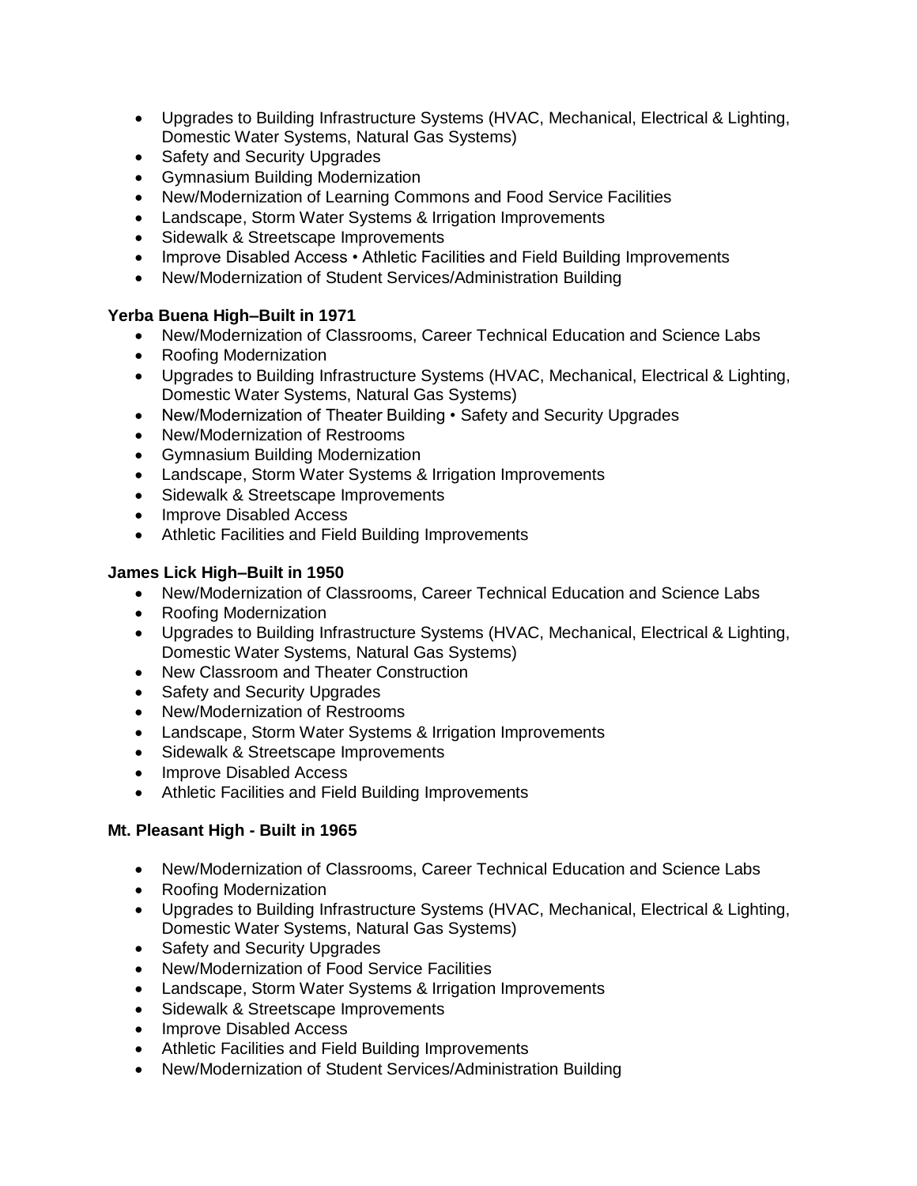- Upgrades to Building Infrastructure Systems (HVAC, Mechanical, Electrical & Lighting, Domestic Water Systems, Natural Gas Systems)
- Safety and Security Upgrades
- Gymnasium Building Modernization
- New/Modernization of Learning Commons and Food Service Facilities
- Landscape, Storm Water Systems & Irrigation Improvements
- Sidewalk & Streetscape Improvements
- Improve Disabled Access • Athletic Facilities and Field Building Improvements
- New/Modernization of Student Services/Administration Building

**Yerba Buena High–Built in 1971**

- New/Modernization of Classrooms, Career Technical Education and Science Labs
- Roofing Modernization
- Upgrades to Building Infrastructure Systems (HVAC, Mechanical, Electrical & Lighting, Domestic Water Systems, Natural Gas Systems)
- New/Modernization of Theater Building • Safety and Security Upgrades
- New/Modernization of Restrooms
- Gymnasium Building Modernization
- Landscape, Storm Water Systems & Irrigation Improvements
- Sidewalk & Streetscape Improvements
- Improve Disabled Access
- Athletic Facilities and Field Building Improvements

**James Lick High–Built in 1950**

- New/Modernization of Classrooms, Career Technical Education and Science Labs
- Roofing Modernization
- Upgrades to Building Infrastructure Systems (HVAC, Mechanical, Electrical & Lighting, Domestic Water Systems, Natural Gas Systems)
- New Classroom and Theater Construction
- Safety and Security Upgrades
- New/Modernization of Restrooms
- Landscape, Storm Water Systems & Irrigation Improvements
- Sidewalk & Streetscape Improvements
- Improve Disabled Access
- Athletic Facilities and Field Building Improvements

**Mt. Pleasant High - Built in 1965**

- New/Modernization of Classrooms, Career Technical Education and Science Labs
- Roofing Modernization
- Upgrades to Building Infrastructure Systems (HVAC, Mechanical, Electrical & Lighting, Domestic Water Systems, Natural Gas Systems)
- Safety and Security Upgrades
- New/Modernization of Food Service Facilities
- Landscape, Storm Water Systems & Irrigation Improvements
- Sidewalk & Streetscape Improvements
- Improve Disabled Access
- Athletic Facilities and Field Building Improvements
- New/Modernization of Student Services/Administration Building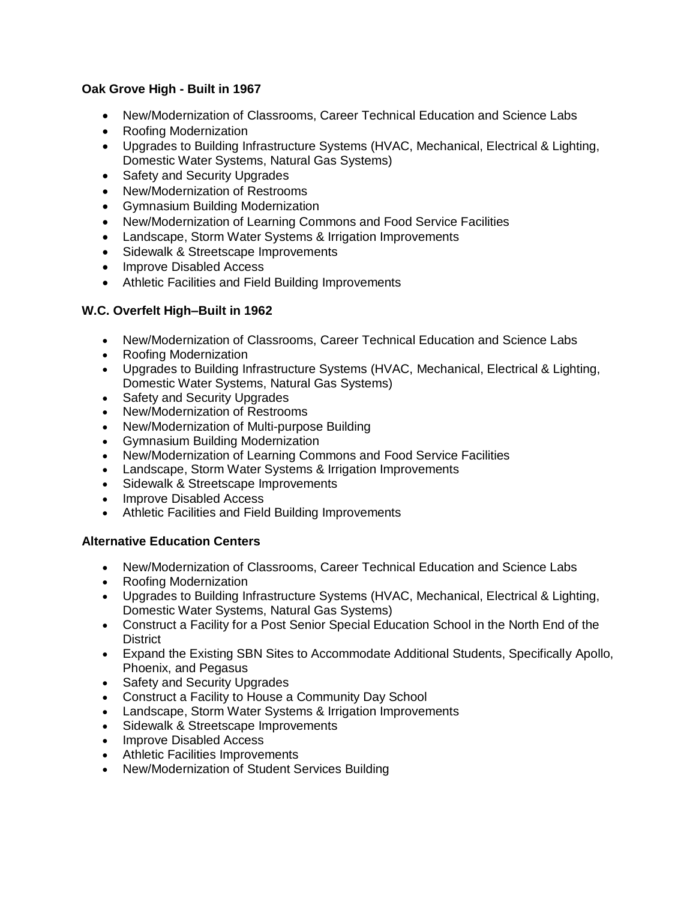**Oak Grove High - Built in 1967**

- New/Modernization of Classrooms, Career Technical Education and Science Labs
- Roofing Modernization
- Upgrades to Building Infrastructure Systems (HVAC, Mechanical, Electrical & Lighting, Domestic Water Systems, Natural Gas Systems)
- Safety and Security Upgrades
- New/Modernization of Restrooms
- Gymnasium Building Modernization
- New/Modernization of Learning Commons and Food Service Facilities
- Landscape, Storm Water Systems & Irrigation Improvements
- Sidewalk & Streetscape Improvements
- Improve Disabled Access
- Athletic Facilities and Field Building Improvements

**W.C. Overfelt High–Built in 1962**

- New/Modernization of Classrooms, Career Technical Education and Science Labs
- Roofing Modernization
- Upgrades to Building Infrastructure Systems (HVAC, Mechanical, Electrical & Lighting, Domestic Water Systems, Natural Gas Systems)
- Safety and Security Upgrades
- New/Modernization of Restrooms
- New/Modernization of Multi-purpose Building
- Gymnasium Building Modernization
- New/Modernization of Learning Commons and Food Service Facilities
- Landscape, Storm Water Systems & Irrigation Improvements
- Sidewalk & Streetscape Improvements
- Improve Disabled Access
- Athletic Facilities and Field Building Improvements

**Alternative Education Centers**

- New/Modernization of Classrooms, Career Technical Education and Science Labs
- Roofing Modernization
- Upgrades to Building Infrastructure Systems (HVAC, Mechanical, Electrical & Lighting, Domestic Water Systems, Natural Gas Systems)
- Construct a Facility for a Post Senior Special Education School in the North End of the District
- Expand the Existing SBN Sites to Accommodate Additional Students, Specifically Apollo, Phoenix, and Pegasus
- Safety and Security Upgrades
- Construct a Facility to House a Community Day School
- Landscape, Storm Water Systems & Irrigation Improvements
- Sidewalk & Streetscape Improvements
- Improve Disabled Access
- Athletic Facilities Improvements
- New/Modernization of Student Services Building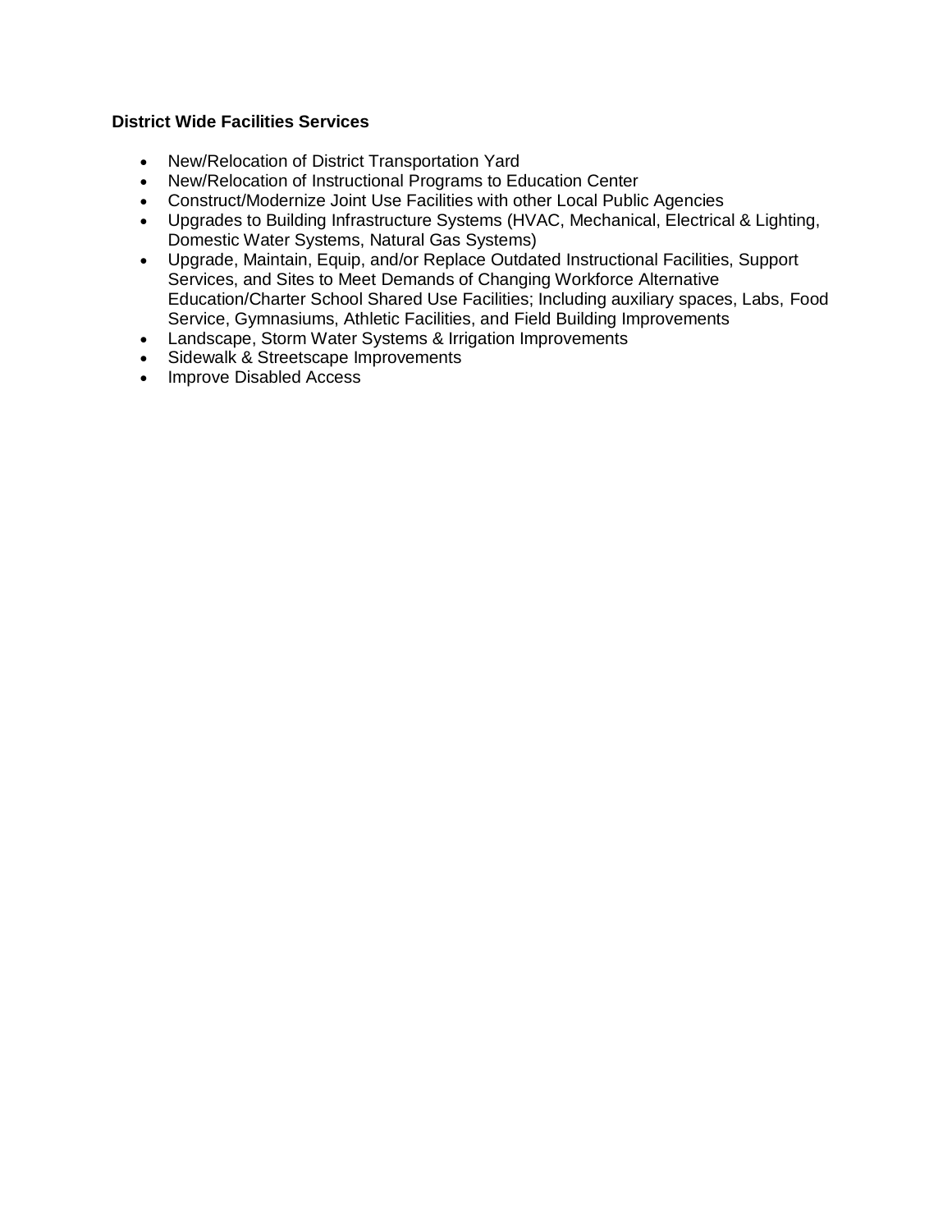**District Wide Facilities Services**

- New/Relocation of District Transportation Yard
- New/Relocation of Instructional Programs to Education Center
- Construct/Modernize Joint Use Facilities with other Local Public Agencies
- Upgrades to Building Infrastructure Systems (HVAC, Mechanical, Electrical & Lighting, Domestic Water Systems, Natural Gas Systems)
- Upgrade, Maintain, Equip, and/or Replace Outdated Instructional Facilities, Support Services, and Sites to Meet Demands of Changing Workforce Alternative Education/Charter School Shared Use Facilities; Including auxiliary spaces, Labs, Food Service, Gymnasiums, Athletic Facilities, and Field Building Improvements
- Landscape, Storm Water Systems & Irrigation Improvements
- Sidewalk & Streetscape Improvements
- Improve Disabled Access